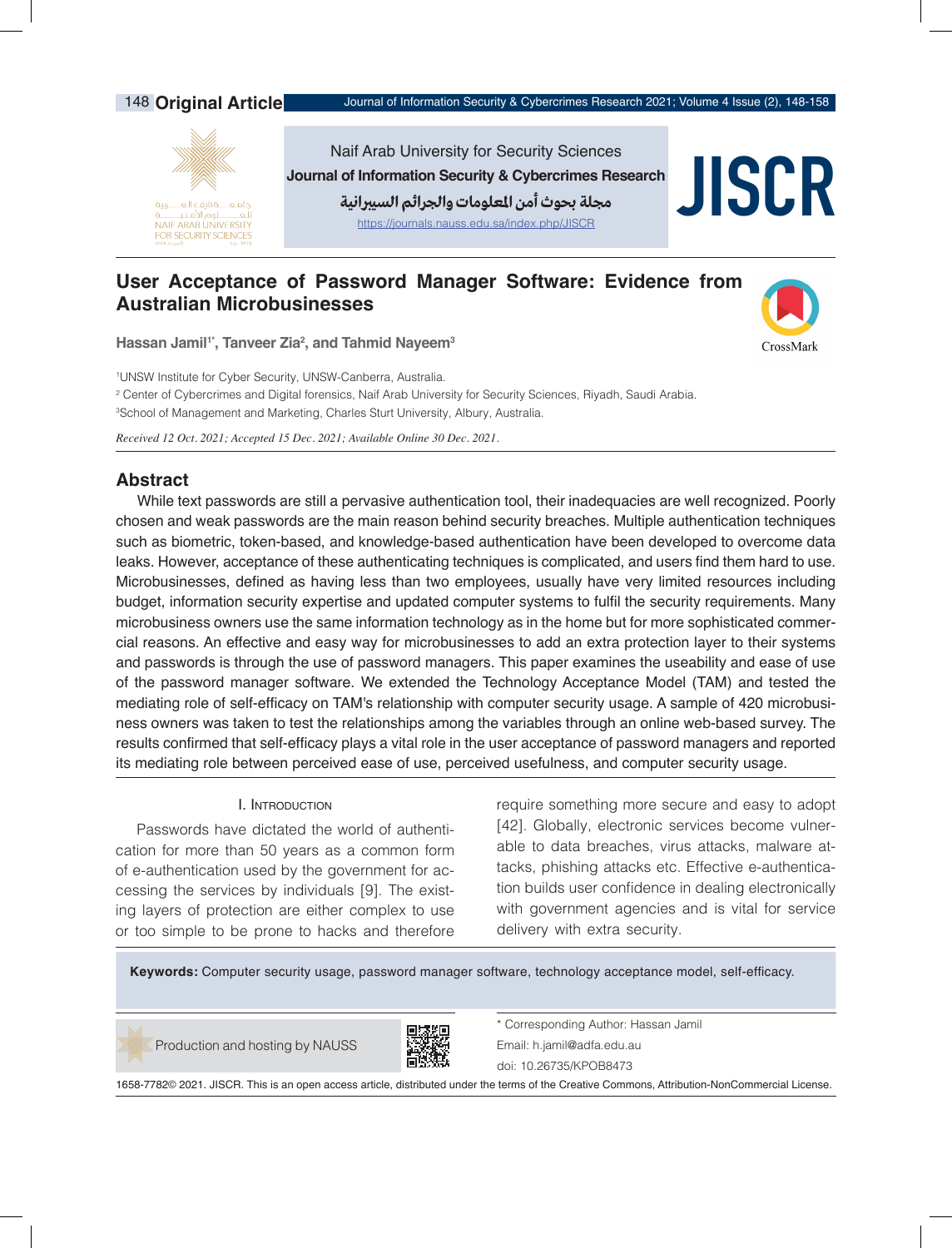Naif Arab University for Security Sciences

**Journal of Information Security & Cybercrimes Research**

**مجلة بحوث أمن المعلومات والجرائم السيبرانية**

https://journals.nauss.edu.sa/index.php/JISCR

# User Acceptance of Password Manager Software: Evidence from Australian Microbusinesses

**Hassan Jamil[1*], Tanveer Zia[2], and Tahmid Nayeem[3]**

[1]UNSW Institute for Cyber Security, UNSW-Canberra, Australia.

[2] Center of Cybercrimes and Digital forensics, Naif Arab University for Security Sciences, Riyadh, Saudi Arabia.

[3]School of Management and Marketing, Charles Sturt University, Albury, Australia.

*Received 12 Oct. 2021; Accepted 15 Dec. 2021; Available Online 30 Dec. 2021.*

## Abstract

While text passwords are still a pervasive authentication tool, their inadequacies are well recognized. Poorly chosen and weak passwords are the main reason behind security breaches. Multiple authentication techniques such as biometric, token-based, and knowledge-based authentication have been developed to overcome data leaks. However, acceptance of these authenticating techniques is complicated, and users find them hard to use. Microbusinesses, defined as having less than two employees, usually have very limited resources including budget, information security expertise and updated computer systems to fulfil the security requirements. Many microbusiness owners use the same information technology as in the home but for more sophisticated commercial reasons. An effective and easy way for microbusinesses to add an extra protection layer to their systems and passwords is through the use of password managers. This paper examines the useability and ease of use of the password manager software. We extended the Technology Acceptance Model (TAM) and tested the mediating role of self-efficacy on TAM's relationship with computer security usage. A sample of 420 microbusiness owners was taken to test the relationships among the variables through an online web-based survey. The results confirmed that self-efficacy plays a vital role in the user acceptance of password managers and reported its mediating role between perceived ease of use, perceived usefulness, and computer security usage.

**Keywords:** Computer security usage, password manager software, technology acceptance model, self-efficacy.

## I. Introduction

Passwords have dictated the world of authentication for more than 50 years as a common form of e-authentication used by the government for accessing the services by individuals [9]. The existing layers of protection are either complex to use or too simple to be prone to hacks and therefore require something more secure and easy to adopt [42]. Globally, electronic services become vulnerable to data breaches, virus attacks, malware attacks, phishing attacks etc. Effective e-authentication builds user confidence in dealing electronically with government agencies and is vital for service delivery with extra security.

Production and hosting by NAUSS

* Corresponding Author: Hassan Jamil

Email: h.jamil@adfa.edu.au

doi: 10.26735/KPOB8473

1658-7782© 2021. JISCR. This is an open access article, distributed under the terms of the Creative Commons, Attribution-NonCommercial License.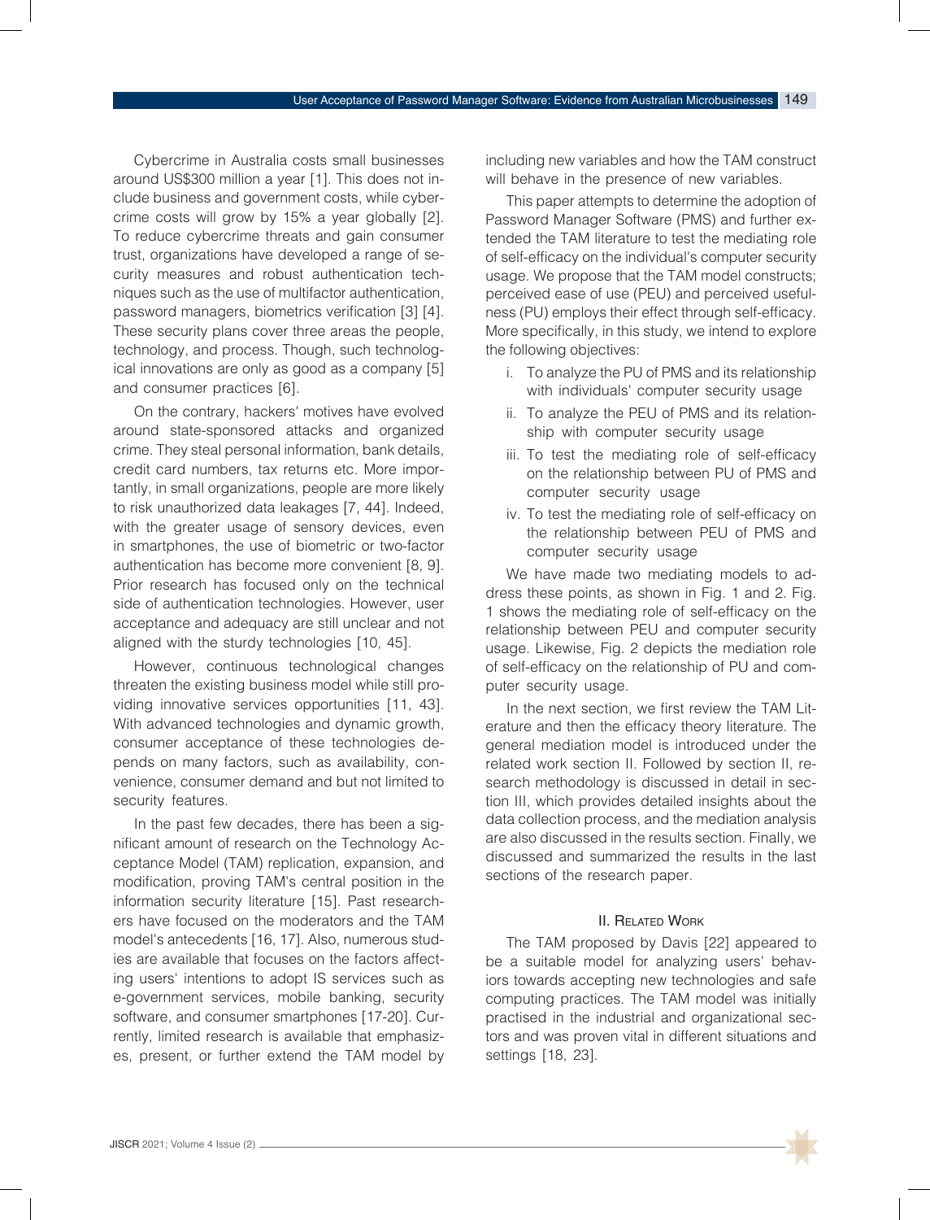Cybercrime in Australia costs small businesses around US$300 million a year [1]. This does not include business and government costs, while cybercrime costs will grow by 15% a year globally [2]. To reduce cybercrime threats and gain consumer trust, organizations have developed a range of security measures and robust authentication techniques such as the use of multifactor authentication, password managers, biometrics verification [3] [4]. These security plans cover three areas the people, technology, and process. Though, such technological innovations are only as good as a company [5] and consumer practices [6].

On the contrary, hackers' motives have evolved around state-sponsored attacks and organized crime. They steal personal information, bank details, credit card numbers, tax returns etc. More importantly, in small organizations, people are more likely to risk unauthorized data leakages [7, 44]. Indeed, with the greater usage of sensory devices, even in smartphones, the use of biometric or two-factor authentication has become more convenient [8, 9]. Prior research has focused only on the technical side of authentication technologies. However, user acceptance and adequacy are still unclear and not aligned with the sturdy technologies [10, 45].

However, continuous technological changes threaten the existing business model while still providing innovative services opportunities [11, 43]. With advanced technologies and dynamic growth, consumer acceptance of these technologies depends on many factors, such as availability, convenience, consumer demand and but not limited to security features.

In the past few decades, there has been a significant amount of research on the Technology Acceptance Model (TAM) replication, expansion, and modification, proving TAM's central position in the information security literature [15]. Past researchers have focused on the moderators and the TAM model's antecedents [16, 17]. Also, numerous studies are available that focuses on the factors affecting users' intentions to adopt IS services such as e-government services, mobile banking, security software, and consumer smartphones [17-20]. Currently, limited research is available that emphasizes, present, or further extend the TAM model by including new variables and how the TAM construct will behave in the presence of new variables.

This paper attempts to determine the adoption of Password Manager Software (PMS) and further extended the TAM literature to test the mediating role of self-efficacy on the individual's computer security usage. We propose that the TAM model constructs; perceived ease of use (PEU) and perceived usefulness (PU) employs their effect through self-efficacy. More specifically, in this study, we intend to explore the following objectives:

i. To analyze the PU of PMS and its relationship with individuals' computer security usage
ii. To analyze the PEU of PMS and its relationship with computer security usage
iii. To test the mediating role of self-efficacy on the relationship between PU of PMS and computer security usage
iv. To test the mediating role of self-efficacy on the relationship between PEU of PMS and computer security usage

We have made two mediating models to address these points, as shown in Fig. 1 and 2. Fig. 1 shows the mediating role of self-efficacy on the relationship between PEU and computer security usage. Likewise, Fig. 2 depicts the mediation role of self-efficacy on the relationship of PU and computer security usage.

In the next section, we first review the TAM Literature and then the efficacy theory literature. The general mediation model is introduced under the related work section II. Followed by section II, research methodology is discussed in detail in section III, which provides detailed insights about the data collection process, and the mediation analysis are also discussed in the results section. Finally, we discussed and summarized the results in the last sections of the research paper.

## II. Related Work

The TAM proposed by Davis [22] appeared to be a suitable model for analyzing users' behaviors towards accepting new technologies and safe computing practices. The TAM model was initially practised in the industrial and organizational sectors and was proven vital in different situations and settings [18, 23].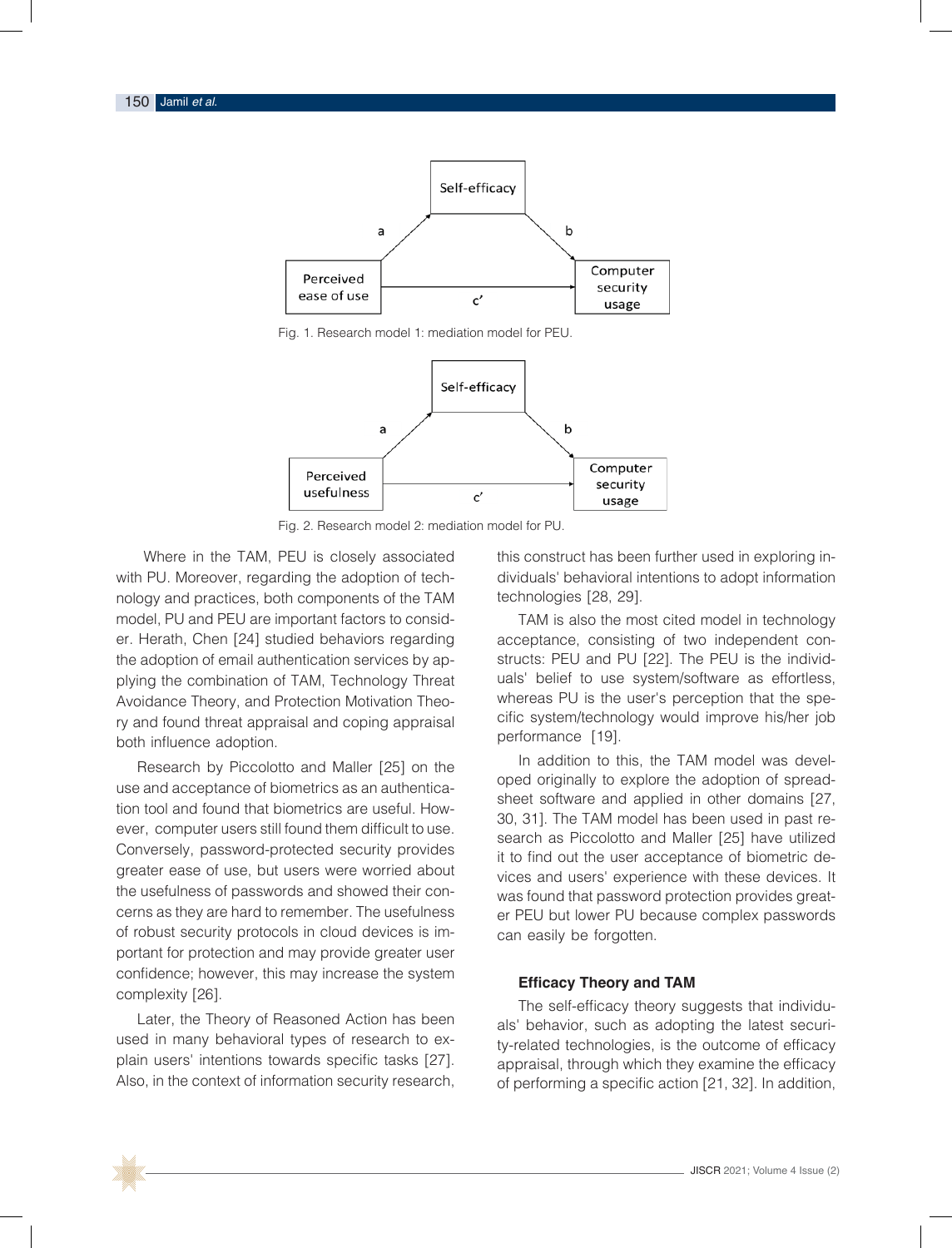Fig. 1. Research model 1: mediation model for PEU.

Fig. 2. Research model 2: mediation model for PU.

Where in the TAM, PEU is closely associated with PU. Moreover, regarding the adoption of technology and practices, both components of the TAM model, PU and PEU are important factors to consider. Herath, Chen [24] studied behaviors regarding the adoption of email authentication services by applying the combination of TAM, Technology Threat Avoidance Theory, and Protection Motivation Theory and found threat appraisal and coping appraisal both influence adoption.

Research by Piccolotto and Maller [25] on the use and acceptance of biometrics as an authentication tool and found that biometrics are useful. However, computer users still found them difficult to use. Conversely, password-protected security provides greater ease of use, but users were worried about the usefulness of passwords and showed their concerns as they are hard to remember. The usefulness of robust security protocols in cloud devices is important for protection and may provide greater user confidence; however, this may increase the system complexity [26].

Later, the Theory of Reasoned Action has been used in many behavioral types of research to explain users' intentions towards specific tasks [27]. Also, in the context of information security research, this construct has been further used in exploring individuals' behavioral intentions to adopt information technologies [28, 29].

TAM is also the most cited model in technology acceptance, consisting of two independent constructs: PEU and PU [22]. The PEU is the individuals' belief to use system/software as effortless, whereas PU is the user's perception that the specific system/technology would improve his/her job performance [19].

In addition to this, the TAM model was developed originally to explore the adoption of spreadsheet software and applied in other domains [27, 30, 31]. The TAM model has been used in past research as Piccolotto and Maller [25] have utilized it to find out the user acceptance of biometric devices and users' experience with these devices. It was found that password protection provides greater PEU but lower PU because complex passwords can easily be forgotten.

### Efficacy Theory and TAM

The self-efficacy theory suggests that individuals' behavior, such as adopting the latest security-related technologies, is the outcome of efficacy appraisal, through which they examine the efficacy of performing a specific action [21, 32]. In addition,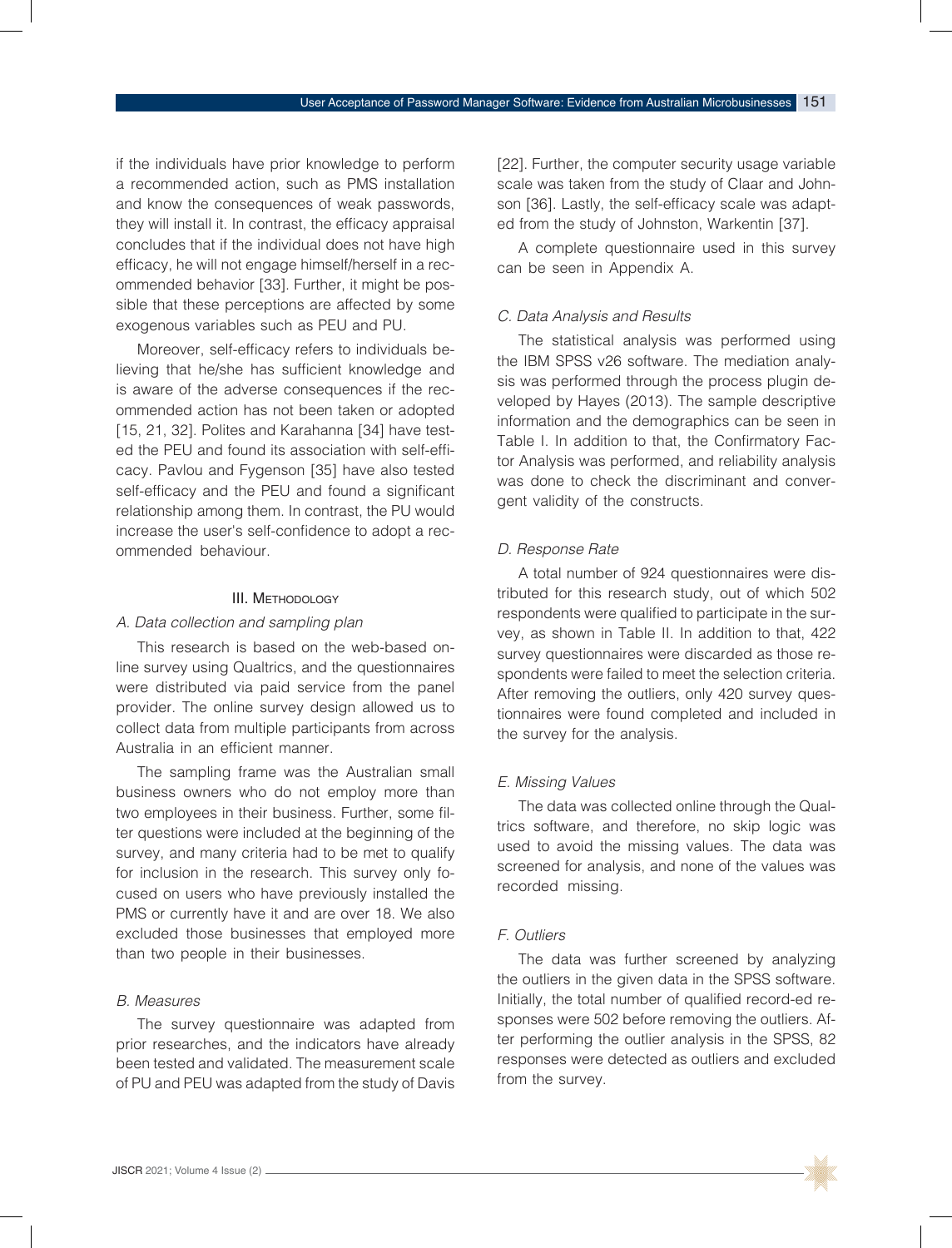if the individuals have prior knowledge to perform a recommended action, such as PMS installation and know the consequences of weak passwords, they will install it. In contrast, the efficacy appraisal concludes that if the individual does not have high efficacy, he will not engage himself/herself in a recommended behavior [33]. Further, it might be possible that these perceptions are affected by some exogenous variables such as PEU and PU.

Moreover, self-efficacy refers to individuals believing that he/she has sufficient knowledge and is aware of the adverse consequences if the recommended action has not been taken or adopted [15, 21, 32]. Polites and Karahanna [34] have tested the PEU and found its association with self-efficacy. Pavlou and Fygenson [35] have also tested self-efficacy and the PEU and found a significant relationship among them. In contrast, the PU would increase the user's self-confidence to adopt a recommended behaviour.

## III. Methodology

### A. Data collection and sampling plan

This research is based on the web-based online survey using Qualtrics, and the questionnaires were distributed via paid service from the panel provider. The online survey design allowed us to collect data from multiple participants from across Australia in an efficient manner.

The sampling frame was the Australian small business owners who do not employ more than two employees in their business. Further, some filter questions were included at the beginning of the survey, and many criteria had to be met to qualify for inclusion in the research. This survey only focused on users who have previously installed the PMS or currently have it and are over 18. We also excluded those businesses that employed more than two people in their businesses.

### B. Measures

The survey questionnaire was adapted from prior researches, and the indicators have already been tested and validated. The measurement scale of PU and PEU was adapted from the study of Davis [22]. Further, the computer security usage variable scale was taken from the study of Claar and Johnson [36]. Lastly, the self-efficacy scale was adapted from the study of Johnston, Warkentin [37].

A complete questionnaire used in this survey can be seen in Appendix A.

### C. Data Analysis and Results

The statistical analysis was performed using the IBM SPSS v26 software. The mediation analysis was performed through the process plugin developed by Hayes (2013). The sample descriptive information and the demographics can be seen in Table I. In addition to that, the Confirmatory Factor Analysis was performed, and reliability analysis was done to check the discriminant and convergent validity of the constructs.

### D. Response Rate

A total number of 924 questionnaires were distributed for this research study, out of which 502 respondents were qualified to participate in the survey, as shown in Table II. In addition to that, 422 survey questionnaires were discarded as those respondents were failed to meet the selection criteria. After removing the outliers, only 420 survey questionnaires were found completed and included in the survey for the analysis.

### E. Missing Values

The data was collected online through the Qualtrics software, and therefore, no skip logic was used to avoid the missing values. The data was screened for analysis, and none of the values was recorded missing.

### F. Outliers

The data was further screened by analyzing the outliers in the given data in the SPSS software. Initially, the total number of qualified record-ed responses were 502 before removing the outliers. After performing the outlier analysis in the SPSS, 82 responses were detected as outliers and excluded from the survey.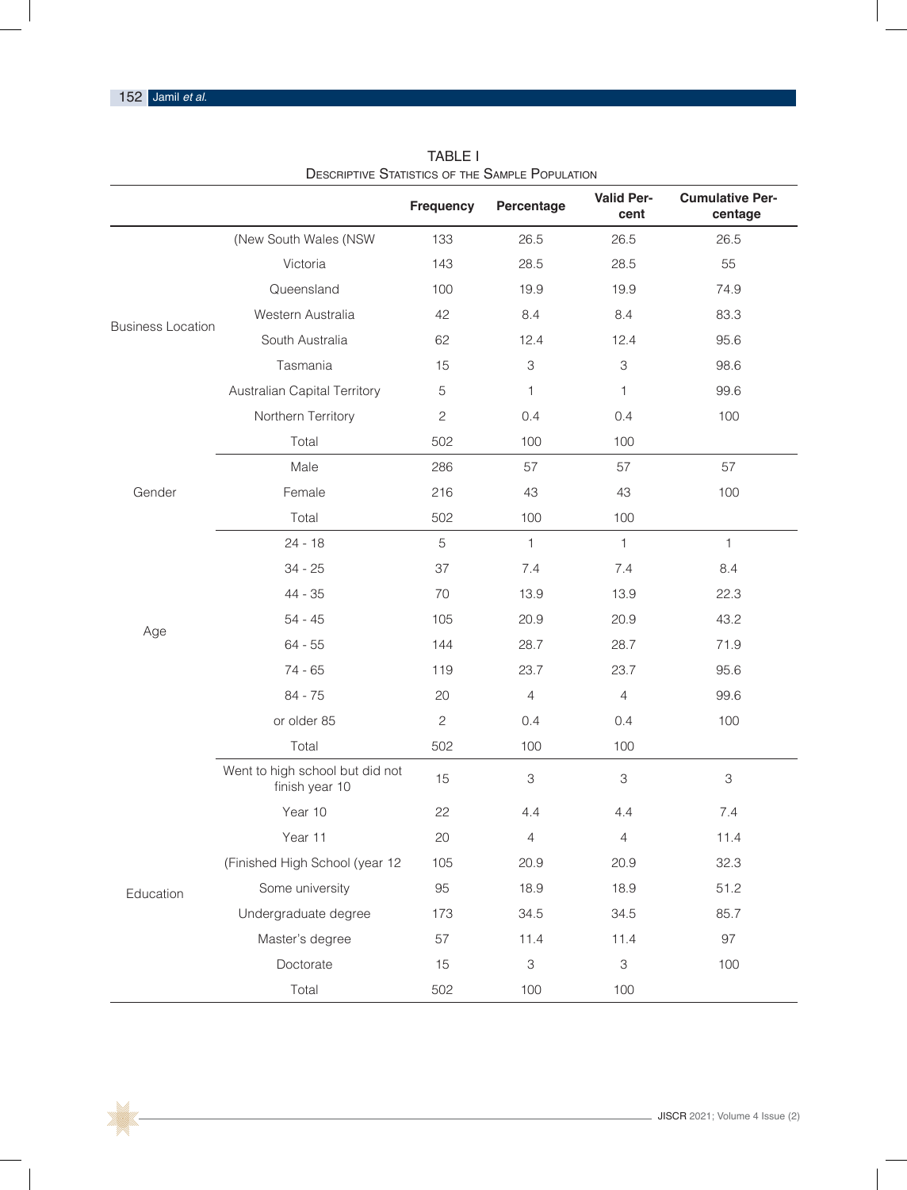TABLE I
Descriptive Statistics of the Sample Population

| | | Frequency | Percentage | Valid Per-cent | Cumulative Per-centage |
|---|---|---|---|---|---|
| Business Location | (New South Wales (NSW | 133 | 26.5 | 26.5 | 26.5 |
| | Victoria | 143 | 28.5 | 28.5 | 55 |
| | Queensland | 100 | 19.9 | 19.9 | 74.9 |
| | Western Australia | 42 | 8.4 | 8.4 | 83.3 |
| | South Australia | 62 | 12.4 | 12.4 | 95.6 |
| | Tasmania | 15 | 3 | 3 | 98.6 |
| | Australian Capital Territory | 5 | 1 | 1 | 99.6 |
| | Northern Territory | 2 | 0.4 | 0.4 | 100 |
| | Total | 502 | 100 | 100 | |
| Gender | Male | 286 | 57 | 57 | 57 |
| | Female | 216 | 43 | 43 | 100 |
| | Total | 502 | 100 | 100 | |
| Age | 24 - 18 | 5 | 1 | 1 | 1 |
| | 34 - 25 | 37 | 7.4 | 7.4 | 8.4 |
| | 44 - 35 | 70 | 13.9 | 13.9 | 22.3 |
| | 54 - 45 | 105 | 20.9 | 20.9 | 43.2 |
| | 64 - 55 | 144 | 28.7 | 28.7 | 71.9 |
| | 74 - 65 | 119 | 23.7 | 23.7 | 95.6 |
| | 84 - 75 | 20 | 4 | 4 | 99.6 |
| | or older 85 | 2 | 0.4 | 0.4 | 100 |
| | Total | 502 | 100 | 100 | |
| Education | Went to high school but did not finish year 10 | 15 | 3 | 3 | 3 |
| | Year 10 | 22 | 4.4 | 4.4 | 7.4 |
| | Year 11 | 20 | 4 | 4 | 11.4 |
| | (Finished High School (year 12 | 105 | 20.9 | 20.9 | 32.3 |
| | Some university | 95 | 18.9 | 18.9 | 51.2 |
| | Undergraduate degree | 173 | 34.5 | 34.5 | 85.7 |
| | Master's degree | 57 | 11.4 | 11.4 | 97 |
| | Doctorate | 15 | 3 | 3 | 100 |
| | Total | 502 | 100 | 100 | |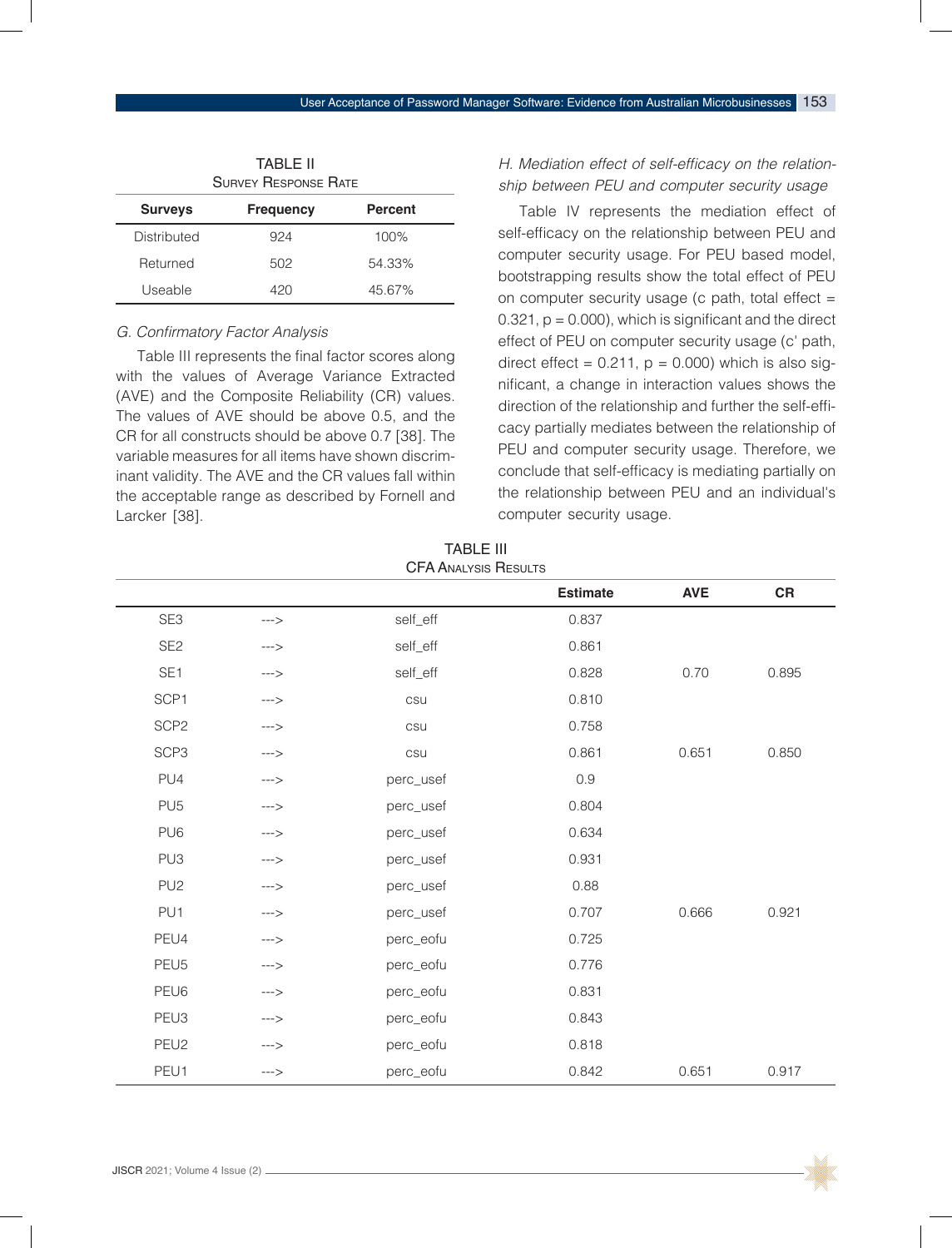TABLE II
SURVEY RESPONSE RATE

| Surveys | Frequency | Percent |
|---|---|---|
| Distributed | 924 | 100% |
| Returned | 502 | 54.33% |
| Useable | 420 | 45.67% |

### *G. Confirmatory Factor Analysis*

Table III represents the final factor scores along with the values of Average Variance Extracted (AVE) and the Composite Reliability (CR) values. The values of AVE should be above 0.5, and the CR for all constructs should be above 0.7 [38]. The variable measures for all items have shown discriminant validity. The AVE and the CR values fall within the acceptable range as described by Fornell and Larcker [38].

### *H. Mediation effect of self-efficacy on the relationship between PEU and computer security usage*

Table IV represents the mediation effect of self-efficacy on the relationship between PEU and computer security usage. For PEU based model, bootstrapping results show the total effect of PEU on computer security usage (c path, total effect = 0.321, p = 0.000), which is significant and the direct effect of PEU on computer security usage (c' path, direct effect = 0.211, p = 0.000) which is also significant, a change in interaction values shows the direction of the relationship and further the self-efficacy partially mediates between the relationship of PEU and computer security usage. Therefore, we conclude that self-efficacy is mediating partially on the relationship between PEU and an individual's computer security usage.

TABLE III
CFA ANALYSIS RESULTS

| | | | Estimate | AVE | CR |
|---|---|---|---|---|---|
| SE3 | ---> | self_eff | 0.837 | | |
| SE2 | ---> | self_eff | 0.861 | | |
| SE1 | ---> | self_eff | 0.828 | 0.70 | 0.895 |
| SCP1 | ---> | csu | 0.810 | | |
| SCP2 | ---> | csu | 0.758 | | |
| SCP3 | ---> | csu | 0.861 | 0.651 | 0.850 |
| PU4 | ---> | perc_usef | 0.9 | | |
| PU5 | ---> | perc_usef | 0.804 | | |
| PU6 | ---> | perc_usef | 0.634 | | |
| PU3 | ---> | perc_usef | 0.931 | | |
| PU2 | ---> | perc_usef | 0.88 | | |
| PU1 | ---> | perc_usef | 0.707 | 0.666 | 0.921 |
| PEU4 | ---> | perc_eofu | 0.725 | | |
| PEU5 | ---> | perc_eofu | 0.776 | | |
| PEU6 | ---> | perc_eofu | 0.831 | | |
| PEU3 | ---> | perc_eofu | 0.843 | | |
| PEU2 | ---> | perc_eofu | 0.818 | | |
| PEU1 | ---> | perc_eofu | 0.842 | 0.651 | 0.917 |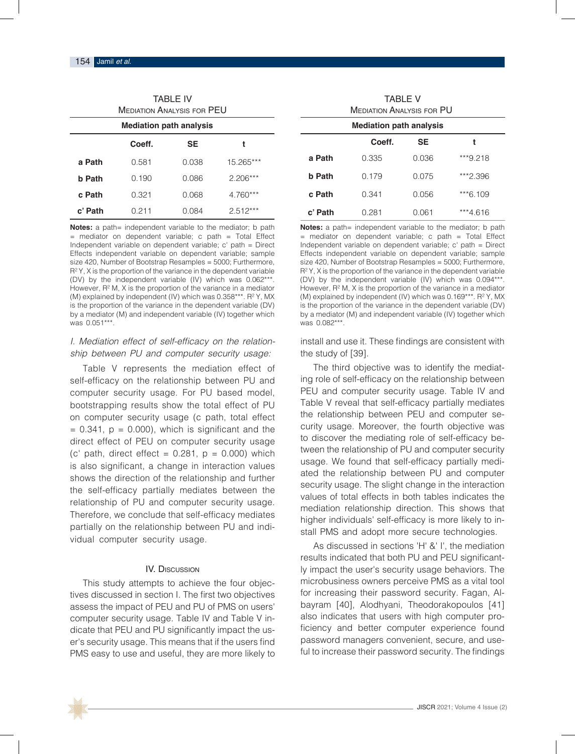TABLE IV
MEDIATION ANALYSIS FOR PEU

| Mediation path analysis | | | |
|---|---|---|---|
| | **Coeff.** | **SE** | **t** |
| **a Path** | 0.581 | 0.038 | 15.265*** |
| **b Path** | 0.190 | 0.086 | 2.206*** |
| **c Path** | 0.321 | 0.068 | 4.760*** |
| **c' Path** | 0.211 | 0.084 | 2.512*** |

**Notes:** a path= independent variable to the mediator; b path = mediator on dependent variable; c path = Total Effect Independent variable on dependent variable; c' path = Direct Effects independent variable on dependent variable; sample size 420, Number of Bootstrap Resamples = 5000; Furthermore, $R^2$ Y, X is the proportion of the variance in the dependent variable (DV) by the independent variable (IV) which was 0.062***. However, $R^2$ M, X is the proportion of the variance in a mediator (M) explained by independent (IV) which was 0.358***. $R^2$ Y, MX is the proportion of the variance in the dependent variable (DV) by a mediator (M) and independent variable (IV) together which was 0.051***.

TABLE V
MEDIATION ANALYSIS FOR PU

| Mediation path analysis | | | |
|---|---|---|---|
| | **Coeff.** | **SE** | **t** |
| **a Path** | 0.335 | 0.036 | ***9.218 |
| **b Path** | 0.179 | 0.075 | ***2.396 |
| **c Path** | 0.341 | 0.056 | ***6.109 |
| **c' Path** | 0.281 | 0.061 | ***4.616 |

**Notes:** a path= independent variable to the mediator; b path = mediator on dependent variable; c path = Total Effect Independent variable on dependent variable; c' path = Direct Effects independent variable on dependent variable; sample size 420, Number of Bootstrap Resamples = 5000; Furthermore, $R^2$ Y, X is the proportion of the variance in the dependent variable (DV) by the independent variable (IV) which was 0.094***. However, $R^2$ M, X is the proportion of the variance in a mediator (M) explained by independent (IV) which was 0.169***. $R^2$ Y, MX is the proportion of the variance in the dependent variable (DV) by a mediator (M) and independent variable (IV) together which was 0.082***.

### *I. Mediation effect of self-efficacy on the relationship between PU and computer security usage:*

Table V represents the mediation effect of self-efficacy on the relationship between PU and computer security usage. For PU based model, bootstrapping results show the total effect of PU on computer security usage (c path, total effect = 0.341, p = 0.000), which is significant and the direct effect of PEU on computer security usage (c' path, direct effect = 0.281, p = 0.000) which is also significant, a change in interaction values shows the direction of the relationship and further the self-efficacy partially mediates between the relationship of PU and computer security usage. Therefore, we conclude that self-efficacy mediates partially on the relationship between PU and individual computer security usage.

## IV. DISCUSSION

This study attempts to achieve the four objectives discussed in section I. The first two objectives assess the impact of PEU and PU of PMS on users' computer security usage. Table IV and Table V indicate that PEU and PU significantly impact the user's security usage. This means that if the users find PMS easy to use and useful, they are more likely to install and use it. These findings are consistent with the study of [39].

The third objective was to identify the mediating role of self-efficacy on the relationship between PEU and computer security usage. Table IV and Table V reveal that self-efficacy partially mediates the relationship between PEU and computer security usage. Moreover, the fourth objective was to discover the mediating role of self-efficacy between the relationship of PU and computer security usage. We found that self-efficacy partially mediated the relationship between PU and computer security usage. The slight change in the interaction values of total effects in both tables indicates the mediation relationship direction. This shows that higher individuals' self-efficacy is more likely to install PMS and adopt more secure technologies.

As discussed in sections 'H' &' I', the mediation results indicated that both PU and PEU significantly impact the user's security usage behaviors. The microbusiness owners perceive PMS as a vital tool for increasing their password security. Fagan, Albayram [40], Alodhyani, Theodorakopoulos [41] also indicates that users with high computer proficiency and better computer experience found password managers convenient, secure, and useful to increase their password security. The findings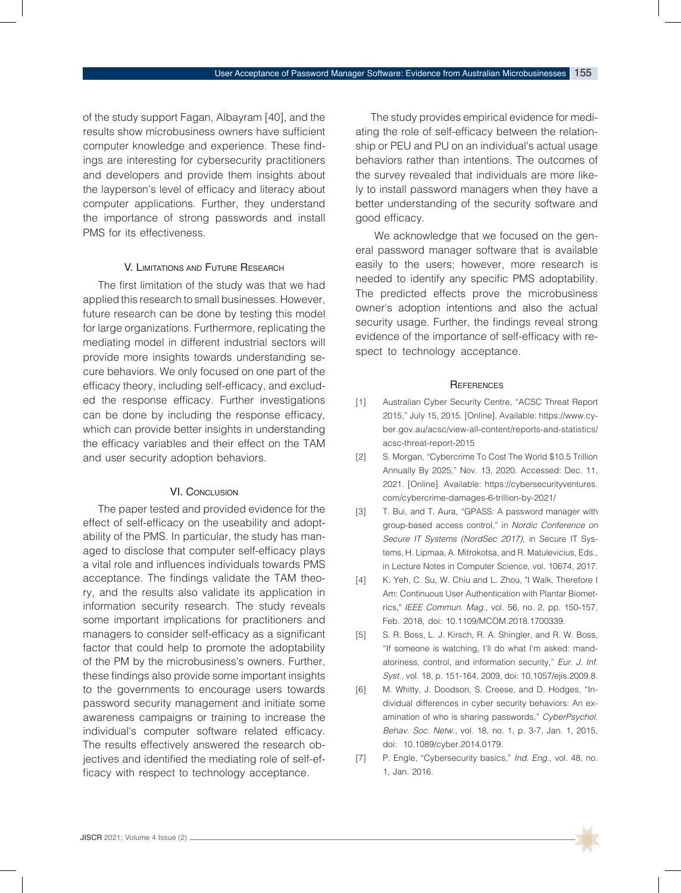of the study support Fagan, Albayram [40], and the results show microbusiness owners have sufficient computer knowledge and experience. These findings are interesting for cybersecurity practitioners and developers and provide them insights about the layperson's level of efficacy and literacy about computer applications. Further, they understand the importance of strong passwords and install PMS for its effectiveness.

## V. Limitations and Future Research

The first limitation of the study was that we had applied this research to small businesses. However, future research can be done by testing this model for large organizations. Furthermore, replicating the mediating model in different industrial sectors will provide more insights towards understanding secure behaviors. We only focused on one part of the efficacy theory, including self-efficacy, and excluded the response efficacy. Further investigations can be done by including the response efficacy, which can provide better insights in understanding the efficacy variables and their effect on the TAM and user security adoption behaviors.

## VI. Conclusion

The paper tested and provided evidence for the effect of self-efficacy on the useability and adoptability of the PMS. In particular, the study has managed to disclose that computer self-efficacy plays a vital role and influences individuals towards PMS acceptance. The findings validate the TAM theory, and the results also validate its application in information security research. The study reveals some important implications for practitioners and managers to consider self-efficacy as a significant factor that could help to promote the adoptability of the PM by the microbusiness's owners. Further, these findings also provide some important insights to the governments to encourage users towards password security management and initiate some awareness campaigns or training to increase the individual's computer software related efficacy. The results effectively answered the research objectives and identified the mediating role of self-efficacy with respect to technology acceptance.

The study provides empirical evidence for mediating the role of self-efficacy between the relationship or PEU and PU on an individual's actual usage behaviors rather than intentions. The outcomes of the survey revealed that individuals are more likely to install password managers when they have a better understanding of the security software and good efficacy.

We acknowledge that we focused on the general password manager software that is available easily to the users; however, more research is needed to identify any specific PMS adoptability. The predicted effects prove the microbusiness owner's adoption intentions and also the actual security usage. Further, the findings reveal strong evidence of the importance of self-efficacy with respect to technology acceptance.

## References

[1] Australian Cyber Security Centre, "ACSC Threat Report 2015," July 15, 2015. [Online]. Available: https://www.cyber.gov.au/acsc/view-all-content/reports-and-statistics/acsc-threat-report-2015

[2] S. Morgan, "Cybercrime To Cost The World $10.5 Trillion Annually By 2025," Nov. 13, 2020. Accessed: Dec. 11, 2021. [Online]. Available: https://cybersecurityventures.com/cybercrime-damages-6-trillion-by-2021/

[3] T. Bui, and T. Aura, "GPASS: A password manager with group-based access control," in *Nordic Conference on Secure IT Systems (NordSec 2017)*, in Secure IT Systems, H. Lipmaa, A. Mitrokotsa, and R. Matulevicius, Eds., in Lecture Notes in Computer Science, vol. 10674, 2017.

[4] K. Yeh, C. Su, W. Chiu and L. Zhou, "I Walk, Therefore I Am: Continuous User Authentication with Plantar Biometrics," *IEEE Commun. Mag.*, vol. 56, no. 2, pp. 150-157, Feb. 2018, doi: 10.1109/MCOM.2018.1700339.

[5] S. R. Boss, L. J. Kirsch, R. A. Shingler, and R. W. Boss, "If someone is watching, I'll do what I'm asked: mandatoriness, control, and information security," *Eur. J. Inf. Syst.*, vol. 18, p. 151-164, 2009, doi: 10.1057/ejis.2009.8.

[6] M. Whitty, J. Doodson, S. Creese, and D. Hodges, "Individual differences in cyber security behaviors: An examination of who is sharing passwords," *CyberPsychol. Behav. Soc. Netw.*, vol. 18, no. 1, p. 3-7, Jan. 1, 2015, doi: 10.1089/cyber.2014.0179.

[7] P. Engle, "Cybersecurity basics," *Ind. Eng.*, vol. 48, no. 1, Jan. 2016.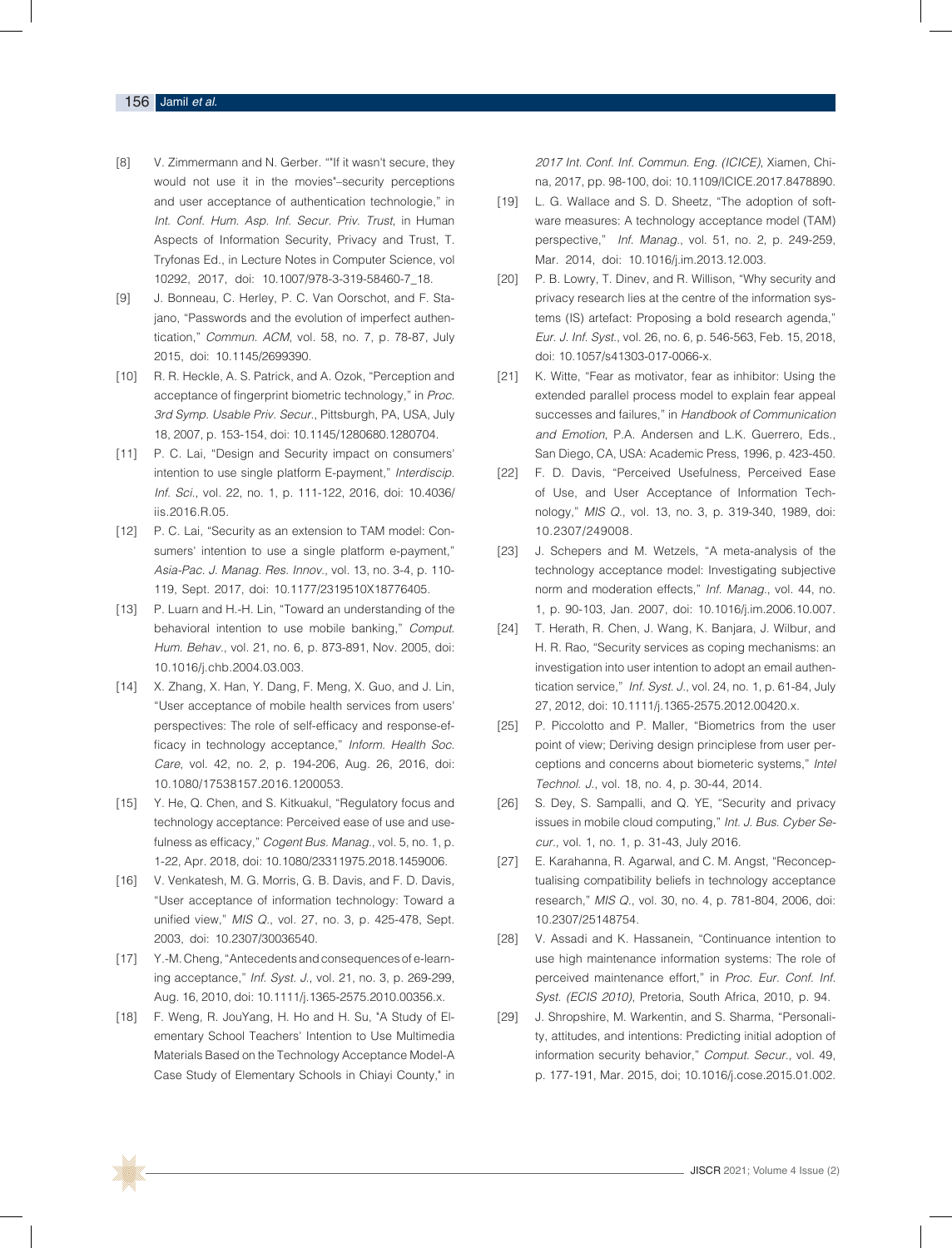[8] V. Zimmermann and N. Gerber. ""If it wasn't secure, they would not use it in the movies"–security perceptions and user acceptance of authentication technologie," in *Int. Conf. Hum. Asp. Inf. Secur. Priv. Trust*, in Human Aspects of Information Security, Privacy and Trust, T. Tryfonas Ed., in Lecture Notes in Computer Science, vol 10292, 2017, doi: 10.1007/978-3-319-58460-7_18.

[9] J. Bonneau, C. Herley, P. C. Van Oorschot, and F. Stajano, "Passwords and the evolution of imperfect authentication," *Commun. ACM*, vol. 58, no. 7, p. 78-87, July 2015, doi: 10.1145/2699390.

[10] R. R. Heckle, A. S. Patrick, and A. Ozok, "Perception and acceptance of fingerprint biometric technology," in *Proc. 3rd Symp. Usable Priv. Secur.*, Pittsburgh, PA, USA, July 18, 2007, p. 153-154, doi: 10.1145/1280680.1280704.

[11] P. C. Lai, "Design and Security impact on consumers' intention to use single platform E-payment," *Interdiscip. Inf. Sci.*, vol. 22, no. 1, p. 111-122, 2016, doi: 10.4036/iis.2016.R.05.

[12] P. C. Lai, "Security as an extension to TAM model: Consumers' intention to use a single platform e-payment," *Asia-Pac. J. Manag. Res. Innov.*, vol. 13, no. 3-4, p. 110-119, Sept. 2017, doi: 10.1177/2319510X18776405.

[13] P. Luarn and H.-H. Lin, "Toward an understanding of the behavioral intention to use mobile banking," *Comput. Hum. Behav.*, vol. 21, no. 6, p. 873-891, Nov. 2005, doi: 10.1016/j.chb.2004.03.003.

[14] X. Zhang, X. Han, Y. Dang, F. Meng, X. Guo, and J. Lin, "User acceptance of mobile health services from users' perspectives: The role of self-efficacy and response-efficacy in technology acceptance," *Inform. Health Soc. Care*, vol. 42, no. 2, p. 194-206, Aug. 26, 2016, doi: 10.1080/17538157.2016.1200053.

[15] Y. He, Q. Chen, and S. Kitkuakul, "Regulatory focus and technology acceptance: Perceived ease of use and usefulness as efficacy," *Cogent Bus. Manag.*, vol. 5, no. 1, p. 1-22, Apr. 2018, doi: 10.1080/23311975.2018.1459006.

[16] V. Venkatesh, M. G. Morris, G. B. Davis, and F. D. Davis, "User acceptance of information technology: Toward a unified view," *MIS Q.*, vol. 27, no. 3, p. 425-478, Sept. 2003, doi: 10.2307/30036540.

[17] Y.-M. Cheng, "Antecedents and consequences of e-learning acceptance," *Inf. Syst. J.*, vol. 21, no. 3, p. 269-299, Aug. 16, 2010, doi: 10.1111/j.1365-2575.2010.00356.x.

[18] F. Weng, R. JouYang, H. Ho and H. Su, "A Study of Elementary School Teachers' Intention to Use Multimedia Materials Based on the Technology Acceptance Model-A Case Study of Elementary Schools in Chiayi County," in *2017 Int. Conf. Inf. Commun. Eng. (ICICE)*, Xiamen, China, 2017, pp. 98-100, doi: 10.1109/ICICE.2017.8478890.

[19] L. G. Wallace and S. D. Sheetz, "The adoption of software measures: A technology acceptance model (TAM) perspective," *Inf. Manag.*, vol. 51, no. 2, p. 249-259, Mar. 2014, doi: 10.1016/j.im.2013.12.003.

[20] P. B. Lowry, T. Dinev, and R. Willison, "Why security and privacy research lies at the centre of the information systems (IS) artefact: Proposing a bold research agenda," *Eur. J. Inf. Syst.*, vol. 26, no. 6, p. 546-563, Feb. 15, 2018, doi: 10.1057/s41303-017-0066-x.

[21] K. Witte, "Fear as motivator, fear as inhibitor: Using the extended parallel process model to explain fear appeal successes and failures," in *Handbook of Communication and Emotion*, P.A. Andersen and L.K. Guerrero, Eds., San Diego, CA, USA: Academic Press, 1996, p. 423-450.

[22] F. D. Davis, "Perceived Usefulness, Perceived Ease of Use, and User Acceptance of Information Technology," *MIS Q.*, vol. 13, no. 3, p. 319-340, 1989, doi: 10.2307/249008.

[23] J. Schepers and M. Wetzels, "A meta-analysis of the technology acceptance model: Investigating subjective norm and moderation effects," *Inf. Manag.*, vol. 44, no. 1, p. 90-103, Jan. 2007, doi: 10.1016/j.im.2006.10.007.

[24] T. Herath, R. Chen, J. Wang, K. Banjara, J. Wilbur, and H. R. Rao, "Security services as coping mechanisms: an investigation into user intention to adopt an email authentication service," *Inf. Syst. J.*, vol. 24, no. 1, p. 61-84, July 27, 2012, doi: 10.1111/j.1365-2575.2012.00420.x.

[25] P. Piccolotto and P. Maller, "Biometrics from the user point of view; Deriving design principlese from user perceptions and concerns about biometeric systems," *Intel Technol. J.*, vol. 18, no. 4, p. 30-44, 2014.

[26] S. Dey, S. Sampalli, and Q. YE, "Security and privacy issues in mobile cloud computing," *Int. J. Bus. Cyber Secur.*, vol. 1, no. 1, p. 31-43, July 2016.

[27] E. Karahanna, R. Agarwal, and C. M. Angst, "Reconceptualising compatibility beliefs in technology acceptance research," *MIS Q.*, vol. 30, no. 4, p. 781-804, 2006, doi: 10.2307/25148754.

[28] V. Assadi and K. Hassanein, "Continuance intention to use high maintenance information systems: The role of perceived maintenance effort," in *Proc. Eur. Conf. Inf. Syst. (ECIS 2010)*, Pretoria, South Africa, 2010, p. 94.

[29] J. Shropshire, M. Warkentin, and S. Sharma, "Personality, attitudes, and intentions: Predicting initial adoption of information security behavior," *Comput. Secur.*, vol. 49, p. 177-191, Mar. 2015, doi; 10.1016/j.cose.2015.01.002.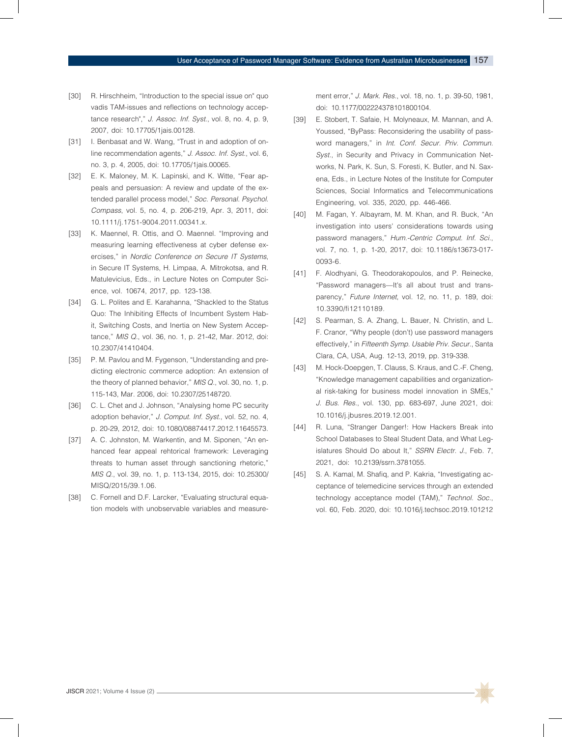[30] R. Hirschheim, "Introduction to the special issue on" quo vadis TAM-issues and reflections on technology acceptance research"," *J. Assoc. Inf. Syst.*, vol. 8, no. 4, p. 9, 2007, doi: 10.17705/1jais.00128.

[31] I. Benbasat and W. Wang, "Trust in and adoption of online recommendation agents," *J. Assoc. Inf. Syst.*, vol. 6, no. 3, p. 4, 2005, doi: 10.17705/1jais.00065.

[32] E. K. Maloney, M. K. Lapinski, and K. Witte, "Fear appeals and persuasion: A review and update of the extended parallel process model," *Soc. Personal. Psychol. Compass*, vol. 5, no. 4, p. 206-219, Apr. 3, 2011, doi: 10.1111/j.1751-9004.2011.00341.x.

[33] K. Maennel, R. Ottis, and O. Maennel. "Improving and measuring learning effectiveness at cyber defense exercises," in *Nordic Conference on Secure IT Systems*, in Secure IT Systems, H. Limpaa, A. Mitrokotsa, and R. Matulevicius, Eds., in Lecture Notes on Computer Science, vol. 10674, 2017, pp. 123-138.

[34] G. L. Polites and E. Karahanna, "Shackled to the Status Quo: The Inhibiting Effects of Incumbent System Habit, Switching Costs, and Inertia on New System Acceptance," *MIS Q.*, vol. 36, no. 1, p. 21-42, Mar. 2012, doi: 10.2307/41410404.

[35] P. M. Pavlou and M. Fygenson, "Understanding and predicting electronic commerce adoption: An extension of the theory of planned behavior," *MIS Q.*, vol. 30, no. 1, p. 115-143, Mar. 2006, doi: 10.2307/25148720.

[36] C. L. Chet and J. Johnson, "Analysing home PC security adoption behavior," *J. Comput. Inf. Syst.*, vol. 52, no. 4, p. 20-29, 2012, doi: 10.1080/08874417.2012.11645573.

[37] A. C. Johnston, M. Warkentin, and M. Siponen, "An enhanced fear appeal rehtorical framework: Leveraging threats to human asset through sanctioning rhetoric," *MIS Q.*, vol. 39, no. 1, p. 113-134, 2015, doi: 10.25300/MISQ/2015/39.1.06.

[38] C. Fornell and D.F. Larcker, "Evaluating structural equation models with unobservable variables and measurement error," *J. Mark. Res.*, vol. 18, no. 1, p. 39-50, 1981, doi: 10.1177/002224378101800104.

[39] E. Stobert, T. Safaie, H. Molyneaux, M. Mannan, and A. Youssed, "ByPass: Reconsidering the usability of password managers," in *Int. Conf. Secur. Priv. Commun. Syst.*, in Security and Privacy in Communication Networks, N. Park, K. Sun, S. Foresti, K. Butler, and N. Saxena, Eds., in Lecture Notes of the Institute for Computer Sciences, Social Informatics and Telecommunications Engineering, vol. 335, 2020, pp. 446-466.

[40] M. Fagan, Y. Albayram, M. M. Khan, and R. Buck, "An investigation into users' considerations towards using password managers," *Hum.-Centric Comput. Inf. Sci.*, vol. 7, no. 1, p. 1-20, 2017, doi: 10.1186/s13673-017-0093-6.

[41] F. Alodhyani, G. Theodorakopoulos, and P. Reinecke, "Password managers—It's all about trust and transparency," *Future Internet*, vol. 12, no. 11, p. 189, doi: 10.3390/fi12110189.

[42] S. Pearman, S. A. Zhang, L. Bauer, N. Christin, and L. F. Cranor, "Why people (don't) use password managers effectively," in *Fifteenth Symp. Usable Priv. Secur.*, Santa Clara, CA, USA, Aug. 12-13, 2019, pp. 319-338.

[43] M. Hock-Doepgen, T. Clauss, S. Kraus, and C.-F. Cheng, "Knowledge management capabilities and organizational risk-taking for business model innovation in SMEs," *J. Bus. Res.*, vol. 130, pp. 683-697, June 2021, doi: 10.1016/j.jbusres.2019.12.001.

[44] R. Luna, "Stranger Danger!: How Hackers Break into School Databases to Steal Student Data, and What Legislatures Should Do about It," *SSRN Electr. J.*, Feb. 7, 2021, doi: 10.2139/ssrn.3781055.

[45] S. A. Kamal, M. Shafiq, and P. Kakria, "Investigating acceptance of telemedicine services through an extended technology acceptance model (TAM)," *Technol. Soc.*, vol. 60, Feb. 2020, doi: 10.1016/j.techsoc.2019.101212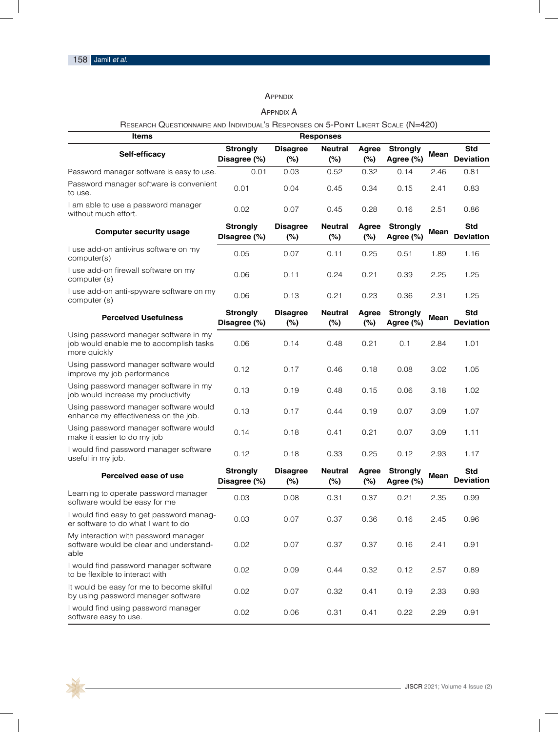## Appndix

### Appendix A

Research Questionnaire and Individual's Responses on 5-Point Likert Scale (N=420)

| Items | Responses | | | | | | |
|---|---|---|---|---|---|---|---|
| **Self-efficacy** | **Strongly Disagree (%)** | **Disagree (%)** | **Neutral (%)** | **Agree (%)** | **Strongly Agree (%)** | **Mean** | **Std Deviation** |
| Password manager software is easy to use. | 0.01 | 0.03 | 0.52 | 0.32 | 0.14 | 2.46 | 0.81 |
| Password manager software is convenient to use. | 0.01 | 0.04 | 0.45 | 0.34 | 0.15 | 2.41 | 0.83 |
| I am able to use a password manager without much effort. | 0.02 | 0.07 | 0.45 | 0.28 | 0.16 | 2.51 | 0.86 |
| **Computer security usage** | **Strongly Disagree (%)** | **Disagree (%)** | **Neutral (%)** | **Agree (%)** | **Strongly Agree (%)** | **Mean** | **Std Deviation** |
| I use add-on antivirus software on my computer(s) | 0.05 | 0.07 | 0.11 | 0.25 | 0.51 | 1.89 | 1.16 |
| I use add-on firewall software on my computer (s) | 0.06 | 0.11 | 0.24 | 0.21 | 0.39 | 2.25 | 1.25 |
| I use add-on anti-spyware software on my computer (s) | 0.06 | 0.13 | 0.21 | 0.23 | 0.36 | 2.31 | 1.25 |
| **Perceived Usefulness** | **Strongly Disagree (%)** | **Disagree (%)** | **Neutral (%)** | **Agree (%)** | **Strongly Agree (%)** | **Mean** | **Std Deviation** |
| Using password manager software in my job would enable me to accomplish tasks more quickly | 0.06 | 0.14 | 0.48 | 0.21 | 0.1 | 2.84 | 1.01 |
| Using password manager software would improve my job performance | 0.12 | 0.17 | 0.46 | 0.18 | 0.08 | 3.02 | 1.05 |
| Using password manager software in my job would increase my productivity | 0.13 | 0.19 | 0.48 | 0.15 | 0.06 | 3.18 | 1.02 |
| Using password manager software would enhance my effectiveness on the job. | 0.13 | 0.17 | 0.44 | 0.19 | 0.07 | 3.09 | 1.07 |
| Using password manager software would make it easier to do my job | 0.14 | 0.18 | 0.41 | 0.21 | 0.07 | 3.09 | 1.11 |
| I would find password manager software useful in my job. | 0.12 | 0.18 | 0.33 | 0.25 | 0.12 | 2.93 | 1.17 |
| **Perceived ease of use** | **Strongly Disagree (%)** | **Disagree (%)** | **Neutral (%)** | **Agree (%)** | **Strongly Agree (%)** | **Mean** | **Std Deviation** |
| Learning to operate password manager software would be easy for me | 0.03 | 0.08 | 0.31 | 0.37 | 0.21 | 2.35 | 0.99 |
| I would find easy to get password manager software to do what I want to do | 0.03 | 0.07 | 0.37 | 0.36 | 0.16 | 2.45 | 0.96 |
| My interaction with password manager software would be clear and understandable | 0.02 | 0.07 | 0.37 | 0.37 | 0.16 | 2.41 | 0.91 |
| I would find password manager software to be flexible to interact with | 0.02 | 0.09 | 0.44 | 0.32 | 0.12 | 2.57 | 0.89 |
| It would be easy for me to become skilful by using password manager software | 0.02 | 0.07 | 0.32 | 0.41 | 0.19 | 2.33 | 0.93 |
| I would find using password manager software easy to use. | 0.02 | 0.06 | 0.31 | 0.41 | 0.22 | 2.29 | 0.91 |